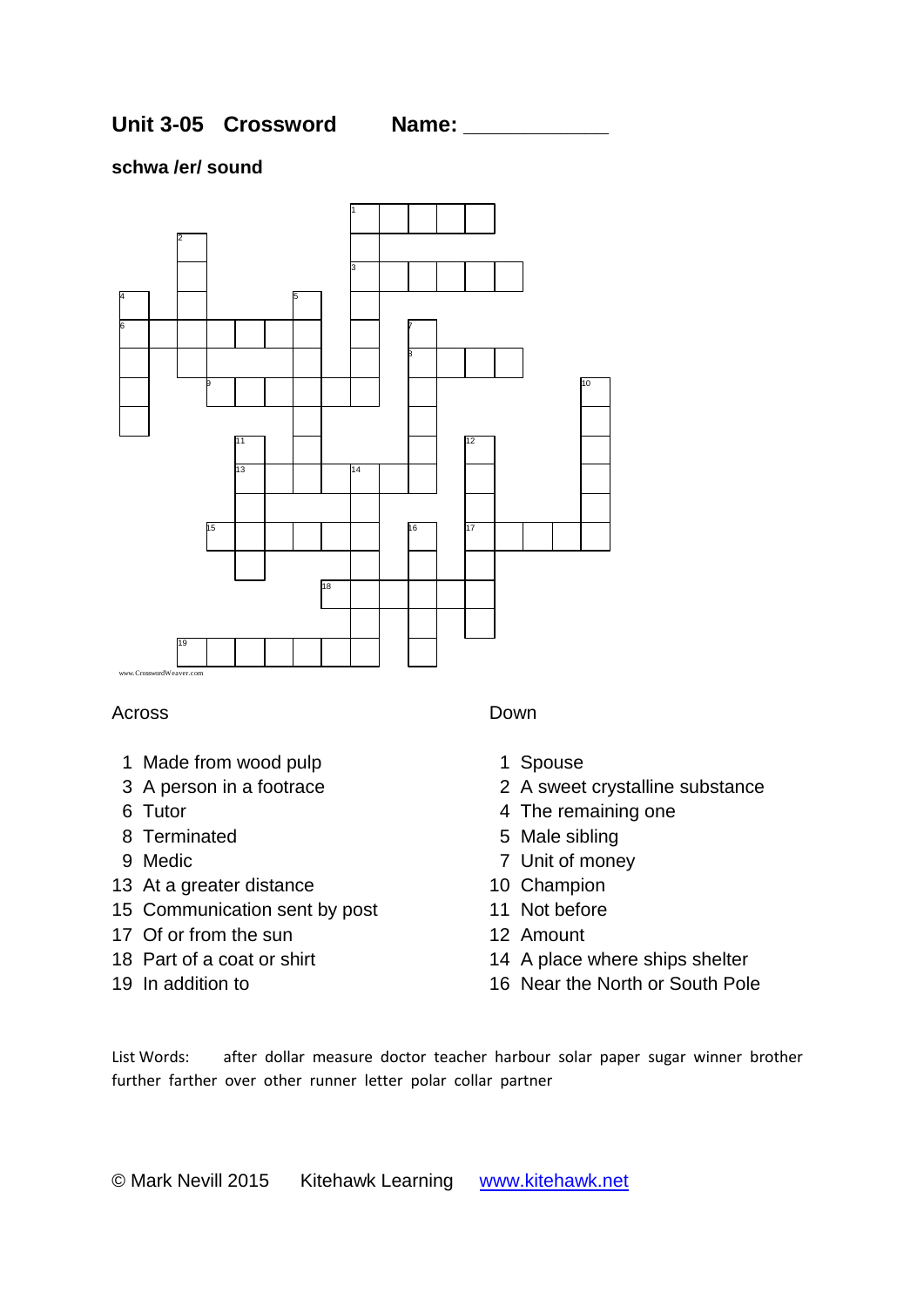## Unit 3-05 Crossword Name: ____________

**schwa /er/ sound**

www.CrosswordWeaver.com

Across

1 Made from wood pulp
3 A person in a footrace
6 Tutor
8 Terminated
9 Medic
13 At a greater distance
15 Communication sent by post
17 Of or from the sun
18 Part of a coat or shirt
19 In addition to

Down

1 Spouse
2 A sweet crystalline substance
4 The remaining one
5 Male sibling
7 Unit of money
10 Champion
11 Not before
12 Amount
14 A place where ships shelter
16 Near the North or South Pole

List Words: after dollar measure doctor teacher harbour solar paper sugar winner brother further farther over other runner letter polar collar partner

© Mark Nevill 2015 Kitehawk Learning www.kitehawk.net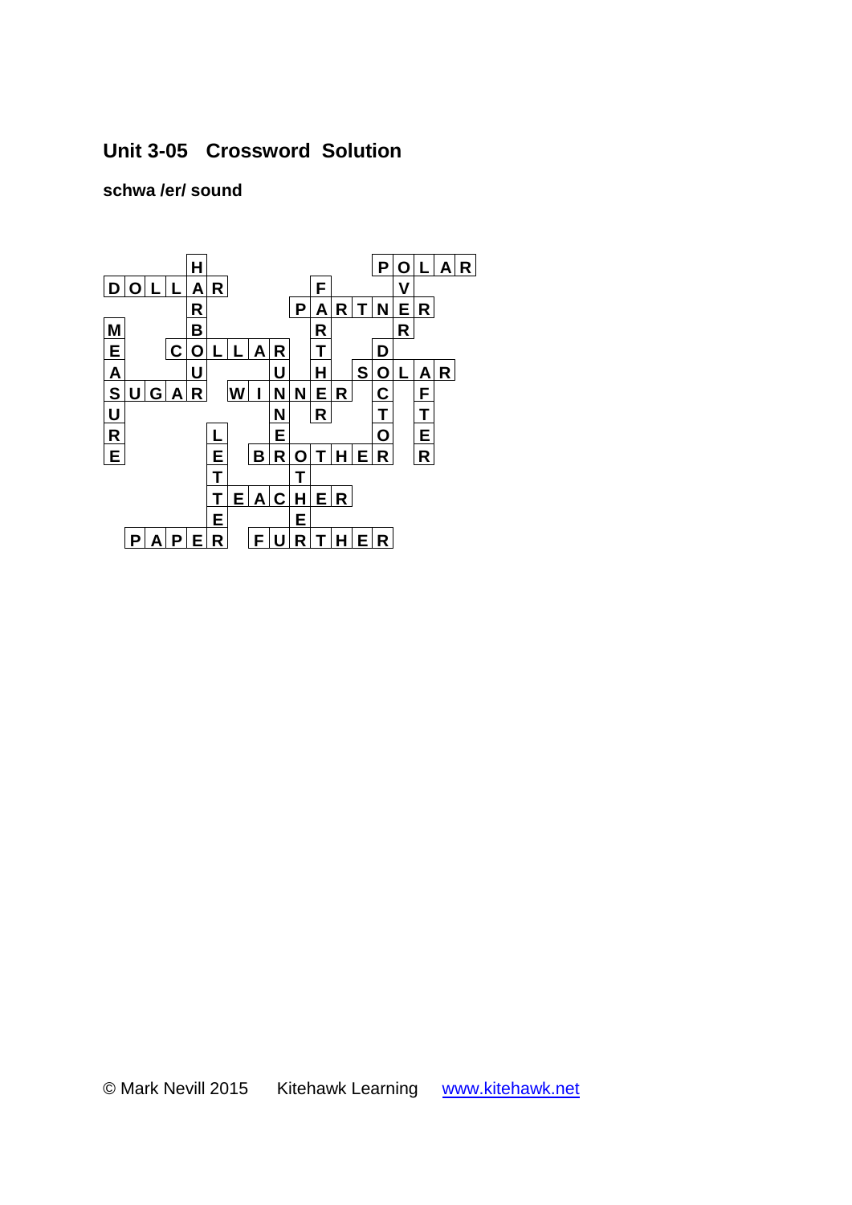## Unit 3-05 Crossword Solution

**schwa /er/ sound**

| | | | | | | | | | | | | | | | | | |
|---|---|---|---|---|---|---|---|---|---|---|---|---|---|---|---|---|---|
| | | | | H | | | | | | | | | P | O | L | A | R |
| D | O | L | L | A | R | | | | | F | | | | V | | | |
| | | | | R | | | | | P | A | R | T | N | E | R | | |
| M | | | | B | | | | | | R | | | | R | | | |
| E | | | C | O | L | L | A | R | | T | | | D | | | | |
| A | | | | U | | | | U | | H | | S | O | L | A | R | |
| S | U | G | A | R | | W | I | N | N | E | R | | C | | F | | |
| U | | | | | | | | N | | R | | | T | | T | | |
| R | | | | | L | | | E | | | | | O | | E | | |
| E | | | | | E | | B | R | O | T | H | E | R | | R | | |
| | | | | | T | | | | T | | | | | | | | |
| | | | | | T | E | A | C | H | E | R | | | | | | |
| | | | | | E | | | | E | | | | | | | | |
| | P | A | P | E | R | | F | U | R | T | H | E | R | | | | |

© Mark Nevill 2015 Kitehawk Learning www.kitehawk.net